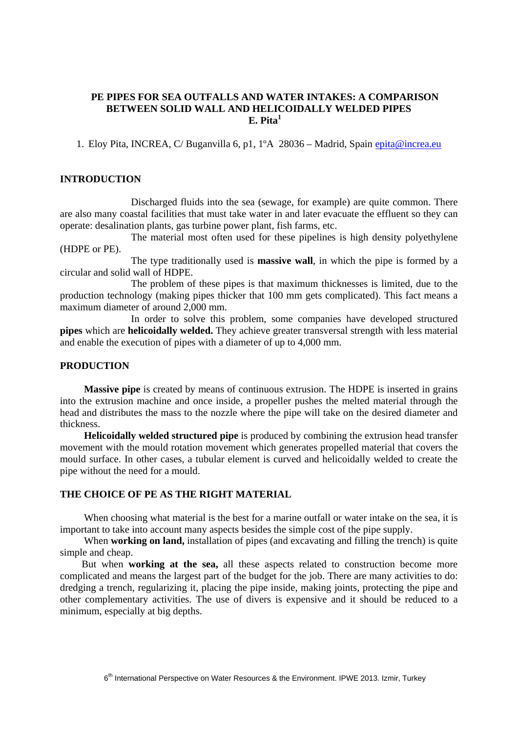# PE PIPES FOR SEA OUTFALLS AND WATER INTAKES: A COMPARISON BETWEEN SOLID WALL AND HELICOIDALLY WELDED PIPES

**E. Pita[1]**

1. Eloy Pita, INCREA, C/ Buganvilla 6, p1, 1ºA 28036 – Madrid, Spain epita@increa.eu

## INTRODUCTION

Discharged fluids into the sea (sewage, for example) are quite common. There are also many coastal facilities that must take water in and later evacuate the effluent so they can operate: desalination plants, gas turbine power plant, fish farms, etc.

The material most often used for these pipelines is high density polyethylene (HDPE or PE).

The type traditionally used is **massive wall**, in which the pipe is formed by a circular and solid wall of HDPE.

The problem of these pipes is that maximum thicknesses is limited, due to the production technology (making pipes thicker that 100 mm gets complicated). This fact means a maximum diameter of around 2,000 mm.

In order to solve this problem, some companies have developed structured **pipes** which are **helicoidally welded.** They achieve greater transversal strength with less material and enable the execution of pipes with a diameter of up to 4,000 mm.

## PRODUCTION

**Massive pipe** is created by means of continuous extrusion. The HDPE is inserted in grains into the extrusion machine and once inside, a propeller pushes the melted material through the head and distributes the mass to the nozzle where the pipe will take on the desired diameter and thickness.

**Helicoidally welded structured pipe** is produced by combining the extrusion head transfer movement with the mould rotation movement which generates propelled material that covers the mould surface. In other cases, a tubular element is curved and helicoidally welded to create the pipe without the need for a mould.

## THE CHOICE OF PE AS THE RIGHT MATERIAL

When choosing what material is the best for a marine outfall or water intake on the sea, it is important to take into account many aspects besides the simple cost of the pipe supply.

When **working on land,** installation of pipes (and excavating and filling the trench) is quite simple and cheap.

But when **working at the sea,** all these aspects related to construction become more complicated and means the largest part of the budget for the job. There are many activities to do: dredging a trench, regularizing it, placing the pipe inside, making joints, protecting the pipe and other complementary activities. The use of divers is expensive and it should be reduced to a minimum, especially at big depths.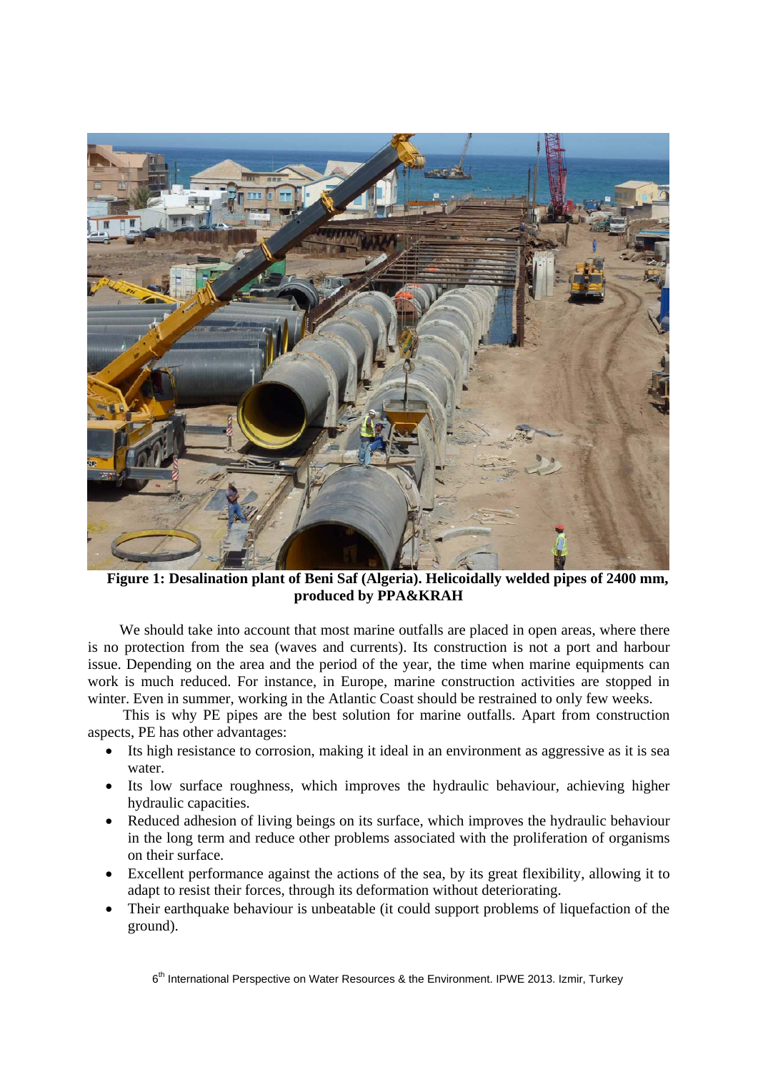**Figure 1: Desalination plant of Beni Saf (Algeria). Helicoidally welded pipes of 2400 mm, produced by PPA&KRAH**

We should take into account that most marine outfalls are placed in open areas, where there is no protection from the sea (waves and currents). Its construction is not a port and harbour issue. Depending on the area and the period of the year, the time when marine equipments can work is much reduced. For instance, in Europe, marine construction activities are stopped in winter. Even in summer, working in the Atlantic Coast should be restrained to only few weeks.

This is why PE pipes are the best solution for marine outfalls. Apart from construction aspects, PE has other advantages:

- Its high resistance to corrosion, making it ideal in an environment as aggressive as it is sea water.
- Its low surface roughness, which improves the hydraulic behaviour, achieving higher hydraulic capacities.
- Reduced adhesion of living beings on its surface, which improves the hydraulic behaviour in the long term and reduce other problems associated with the proliferation of organisms on their surface.
- Excellent performance against the actions of the sea, by its great flexibility, allowing it to adapt to resist their forces, through its deformation without deteriorating.
- Their earthquake behaviour is unbeatable (it could support problems of liquefaction of the ground).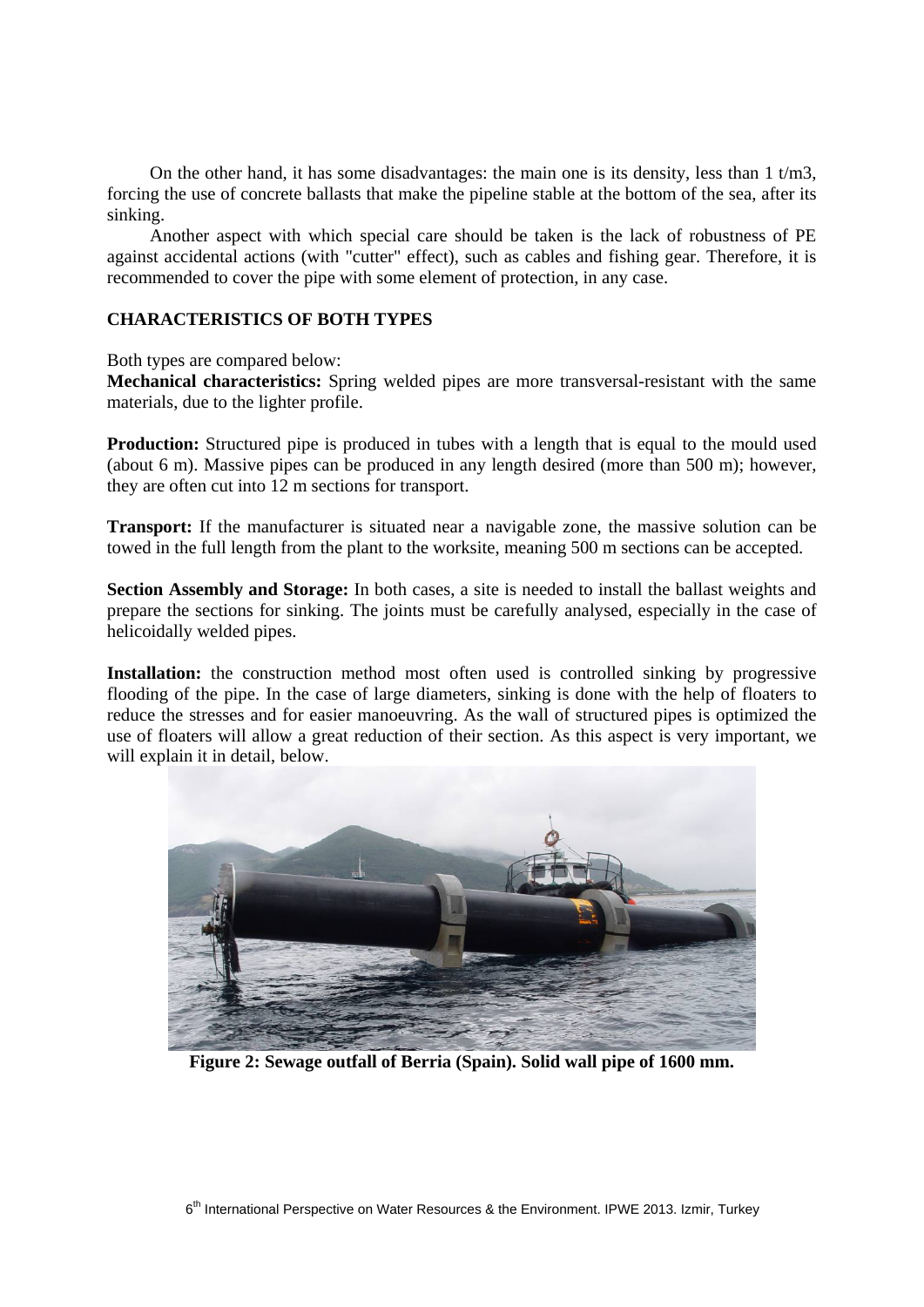On the other hand, it has some disadvantages: the main one is its density, less than 1 t/m3, forcing the use of concrete ballasts that make the pipeline stable at the bottom of the sea, after its sinking.

Another aspect with which special care should be taken is the lack of robustness of PE against accidental actions (with "cutter" effect), such as cables and fishing gear. Therefore, it is recommended to cover the pipe with some element of protection, in any case.

## CHARACTERISTICS OF BOTH TYPES

Both types are compared below:

**Mechanical characteristics:** Spring welded pipes are more transversal-resistant with the same materials, due to the lighter profile.

**Production:** Structured pipe is produced in tubes with a length that is equal to the mould used (about 6 m). Massive pipes can be produced in any length desired (more than 500 m); however, they are often cut into 12 m sections for transport.

**Transport:** If the manufacturer is situated near a navigable zone, the massive solution can be towed in the full length from the plant to the worksite, meaning 500 m sections can be accepted.

**Section Assembly and Storage:** In both cases, a site is needed to install the ballast weights and prepare the sections for sinking. The joints must be carefully analysed, especially in the case of helicoidally welded pipes.

**Installation:** the construction method most often used is controlled sinking by progressive flooding of the pipe. In the case of large diameters, sinking is done with the help of floaters to reduce the stresses and for easier manoeuvring. As the wall of structured pipes is optimized the use of floaters will allow a great reduction of their section. As this aspect is very important, we will explain it in detail, below.

**Figure 2: Sewage outfall of Berria (Spain). Solid wall pipe of 1600 mm.**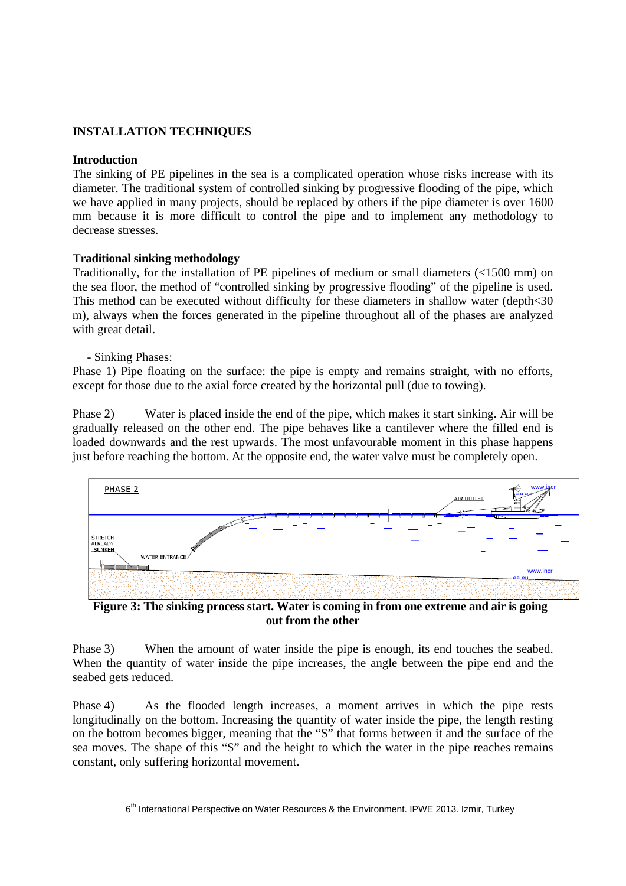**INSTALLATION TECHNIQUES**

**Introduction**

The sinking of PE pipelines in the sea is a complicated operation whose risks increase with its diameter. The traditional system of controlled sinking by progressive flooding of the pipe, which we have applied in many projects, should be replaced by others if the pipe diameter is over 1600 mm because it is more difficult to control the pipe and to implement any methodology to decrease stresses.

**Traditional sinking methodology**

Traditionally, for the installation of PE pipelines of medium or small diameters (<1500 mm) on the sea floor, the method of "controlled sinking by progressive flooding" of the pipeline is used. This method can be executed without difficulty for these diameters in shallow water (depth<30 m), always when the forces generated in the pipeline throughout all of the phases are analyzed with great detail.

- Sinking Phases:

Phase 1) Pipe floating on the surface: the pipe is empty and remains straight, with no efforts, except for those due to the axial force created by the horizontal pull (due to towing).

Phase 2) Water is placed inside the end of the pipe, which makes it start sinking. Air will be gradually released on the other end. The pipe behaves like a cantilever where the filled end is loaded downwards and the rest upwards. The most unfavourable moment in this phase happens just before reaching the bottom. At the opposite end, the water valve must be completely open.

**Figure 3: The sinking process start. Water is coming in from one extreme and air is going out from the other**

Phase 3) When the amount of water inside the pipe is enough, its end touches the seabed. When the quantity of water inside the pipe increases, the angle between the pipe end and the seabed gets reduced.

Phase 4) As the flooded length increases, a moment arrives in which the pipe rests longitudinally on the bottom. Increasing the quantity of water inside the pipe, the length resting on the bottom becomes bigger, meaning that the "S" that forms between it and the surface of the sea moves. The shape of this "S" and the height to which the water in the pipe reaches remains constant, only suffering horizontal movement.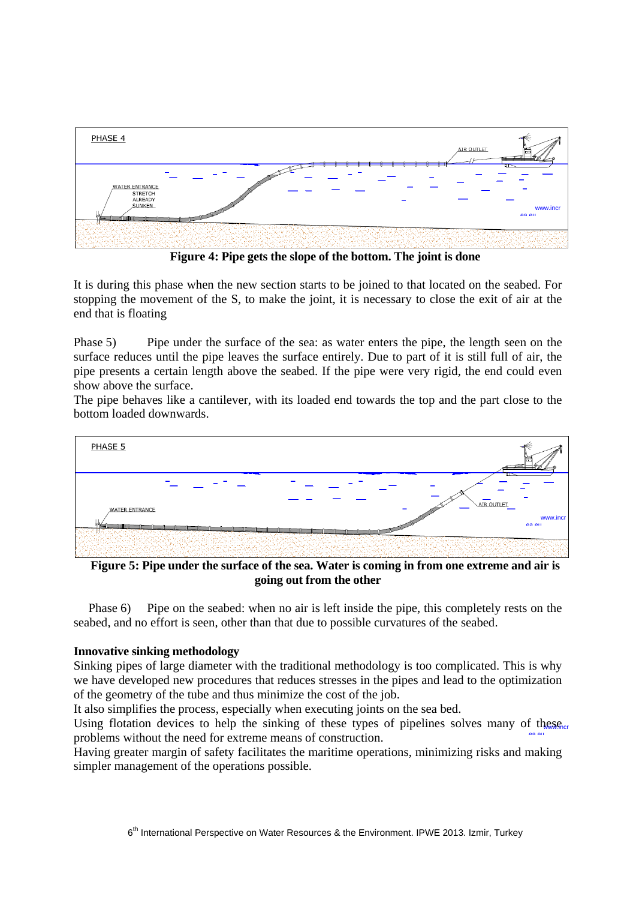Figure 4: Pipe gets the slope of the bottom. The joint is done

It is during this phase when the new section starts to be joined to that located on the seabed. For stopping the movement of the S, to make the joint, it is necessary to close the exit of air at the end that is floating

Phase 5) Pipe under the surface of the sea: as water enters the pipe, the length seen on the surface reduces until the pipe leaves the surface entirely. Due to part of it is still full of air, the pipe presents a certain length above the seabed. If the pipe were very rigid, the end could even show above the surface.

The pipe behaves like a cantilever, with its loaded end towards the top and the part close to the bottom loaded downwards.

Figure 5: Pipe under the surface of the sea. Water is coming in from one extreme and air is going out from the other

Phase 6) Pipe on the seabed: when no air is left inside the pipe, this completely rests on the seabed, and no effort is seen, other than that due to possible curvatures of the seabed.

**Innovative sinking methodology**

Sinking pipes of large diameter with the traditional methodology is too complicated. This is why we have developed new procedures that reduces stresses in the pipes and lead to the optimization of the geometry of the tube and thus minimize the cost of the job.

It also simplifies the process, especially when executing joints on the sea bed.

Using flotation devices to help the sinking of these types of pipelines solves many of these problems without the need for extreme means of construction.

Having greater margin of safety facilitates the maritime operations, minimizing risks and making simpler management of the operations possible.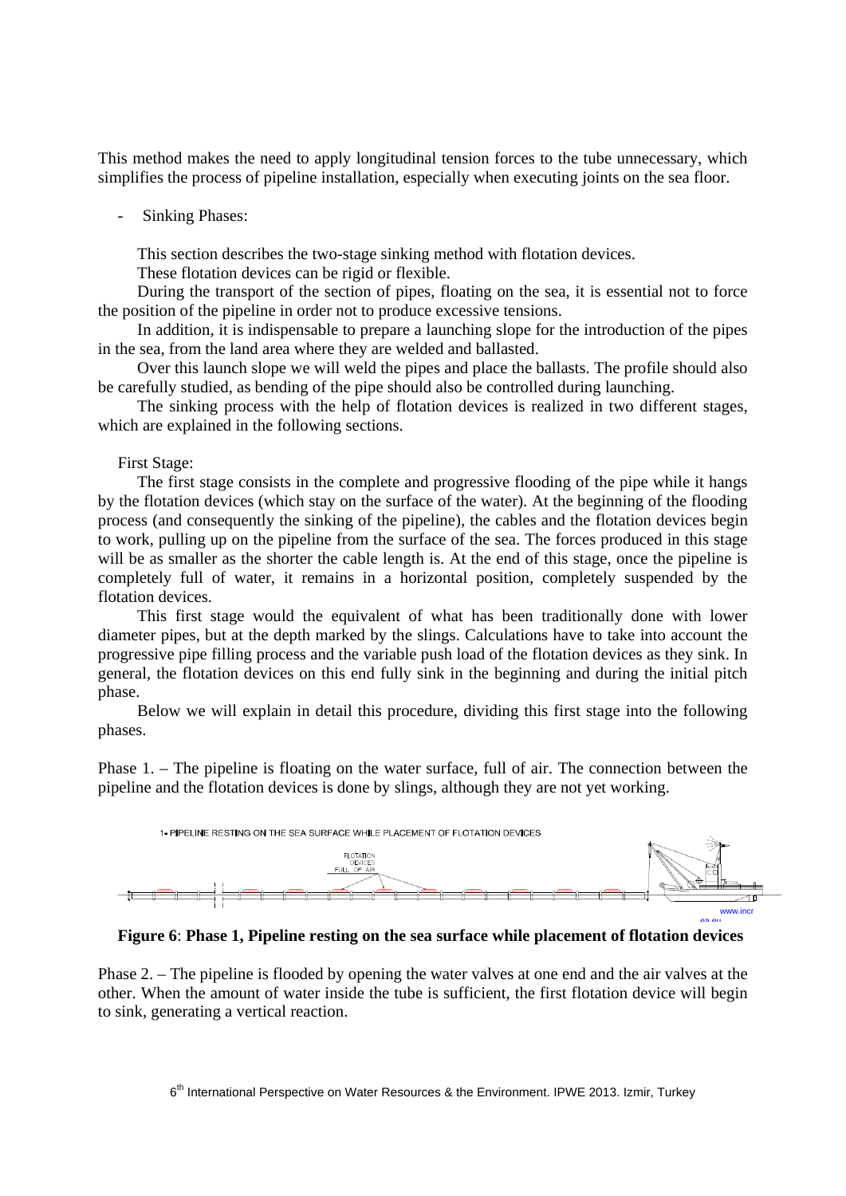This method makes the need to apply longitudinal tension forces to the tube unnecessary, which simplifies the process of pipeline installation, especially when executing joints on the sea floor.

- Sinking Phases:

This section describes the two-stage sinking method with flotation devices.

These flotation devices can be rigid or flexible.

During the transport of the section of pipes, floating on the sea, it is essential not to force the position of the pipeline in order not to produce excessive tensions.

In addition, it is indispensable to prepare a launching slope for the introduction of the pipes in the sea, from the land area where they are welded and ballasted.

Over this launch slope we will weld the pipes and place the ballasts. The profile should also be carefully studied, as bending of the pipe should also be controlled during launching.

The sinking process with the help of flotation devices is realized in two different stages, which are explained in the following sections.

First Stage:

The first stage consists in the complete and progressive flooding of the pipe while it hangs by the flotation devices (which stay on the surface of the water). At the beginning of the flooding process (and consequently the sinking of the pipeline), the cables and the flotation devices begin to work, pulling up on the pipeline from the surface of the sea. The forces produced in this stage will be as smaller as the shorter the cable length is. At the end of this stage, once the pipeline is completely full of water, it remains in a horizontal position, completely suspended by the flotation devices.

This first stage would the equivalent of what has been traditionally done with lower diameter pipes, but at the depth marked by the slings. Calculations have to take into account the progressive pipe filling process and the variable push load of the flotation devices as they sink. In general, the flotation devices on this end fully sink in the beginning and during the initial pitch phase.

Below we will explain in detail this procedure, dividing this first stage into the following phases.

Phase 1. – The pipeline is floating on the water surface, full of air. The connection between the pipeline and the flotation devices is done by slings, although they are not yet working.

**Figure 6**: **Phase 1, Pipeline resting on the sea surface while placement of flotation devices**

Phase 2. – The pipeline is flooded by opening the water valves at one end and the air valves at the other. When the amount of water inside the tube is sufficient, the first flotation device will begin to sink, generating a vertical reaction.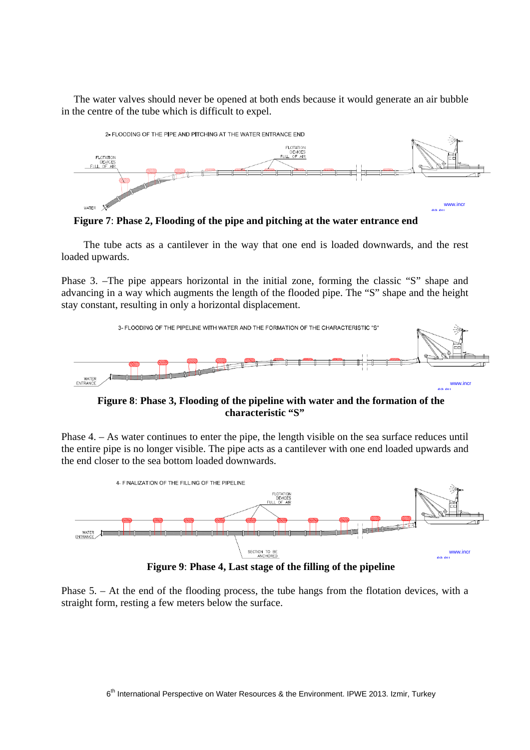The water valves should never be opened at both ends because it would generate an air bubble in the centre of the tube which is difficult to expel.

**Figure 7**: **Phase 2, Flooding of the pipe and pitching at the water entrance end**

The tube acts as a cantilever in the way that one end is loaded downwards, and the rest loaded upwards.

Phase 3. –The pipe appears horizontal in the initial zone, forming the classic "S" shape and advancing in a way which augments the length of the flooded pipe. The "S" shape and the height stay constant, resulting in only a horizontal displacement.

**Figure 8**: **Phase 3, Flooding of the pipeline with water and the formation of the characteristic "S"**

Phase 4. – As water continues to enter the pipe, the length visible on the sea surface reduces until the entire pipe is no longer visible. The pipe acts as a cantilever with one end loaded upwards and the end closer to the sea bottom loaded downwards.

**Figure 9**: **Phase 4, Last stage of the filling of the pipeline**

Phase 5. – At the end of the flooding process, the tube hangs from the flotation devices, with a straight form, resting a few meters below the surface.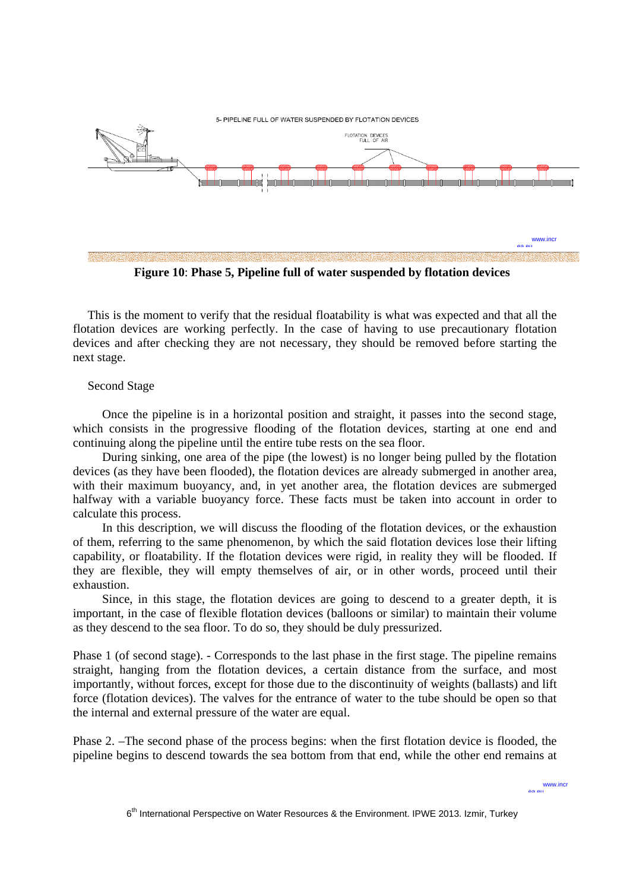**Figure 10**: **Phase 5, Pipeline full of water suspended by flotation devices**

This is the moment to verify that the residual floatability is what was expected and that all the flotation devices are working perfectly. In the case of having to use precautionary flotation devices and after checking they are not necessary, they should be removed before starting the next stage.

Second Stage

Once the pipeline is in a horizontal position and straight, it passes into the second stage, which consists in the progressive flooding of the flotation devices, starting at one end and continuing along the pipeline until the entire tube rests on the sea floor.

During sinking, one area of the pipe (the lowest) is no longer being pulled by the flotation devices (as they have been flooded), the flotation devices are already submerged in another area, with their maximum buoyancy, and, in yet another area, the flotation devices are submerged halfway with a variable buoyancy force. These facts must be taken into account in order to calculate this process.

In this description, we will discuss the flooding of the flotation devices, or the exhaustion of them, referring to the same phenomenon, by which the said flotation devices lose their lifting capability, or floatability. If the flotation devices were rigid, in reality they will be flooded. If they are flexible, they will empty themselves of air, or in other words, proceed until their exhaustion.

Since, in this stage, the flotation devices are going to descend to a greater depth, it is important, in the case of flexible flotation devices (balloons or similar) to maintain their volume as they descend to the sea floor. To do so, they should be duly pressurized.

Phase 1 (of second stage). - Corresponds to the last phase in the first stage. The pipeline remains straight, hanging from the flotation devices, a certain distance from the surface, and most importantly, without forces, except for those due to the discontinuity of weights (ballasts) and lift force (flotation devices). The valves for the entrance of water to the tube should be open so that the internal and external pressure of the water are equal.

Phase 2. –The second phase of the process begins: when the first flotation device is flooded, the pipeline begins to descend towards the sea bottom from that end, while the other end remains at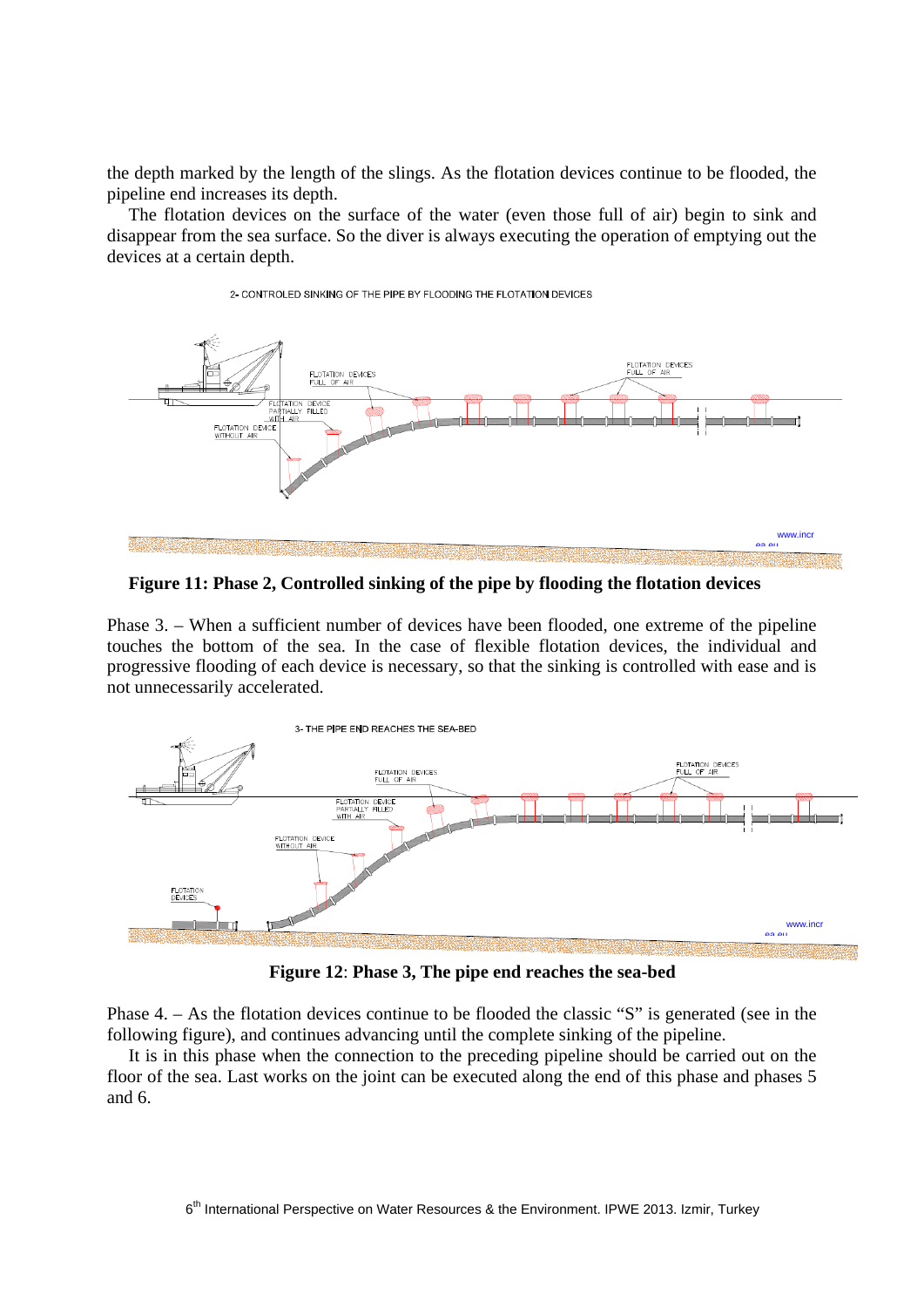the depth marked by the length of the slings. As the flotation devices continue to be flooded, the pipeline end increases its depth.

The flotation devices on the surface of the water (even those full of air) begin to sink and disappear from the sea surface. So the diver is always executing the operation of emptying out the devices at a certain depth.

**Figure 11: Phase 2, Controlled sinking of the pipe by flooding the flotation devices**

Phase 3. – When a sufficient number of devices have been flooded, one extreme of the pipeline touches the bottom of the sea. In the case of flexible flotation devices, the individual and progressive flooding of each device is necessary, so that the sinking is controlled with ease and is not unnecessarily accelerated.

**Figure 12**: **Phase 3, The pipe end reaches the sea-bed**

Phase 4. – As the flotation devices continue to be flooded the classic "S" is generated (see in the following figure), and continues advancing until the complete sinking of the pipeline.

It is in this phase when the connection to the preceding pipeline should be carried out on the floor of the sea. Last works on the joint can be executed along the end of this phase and phases 5 and 6.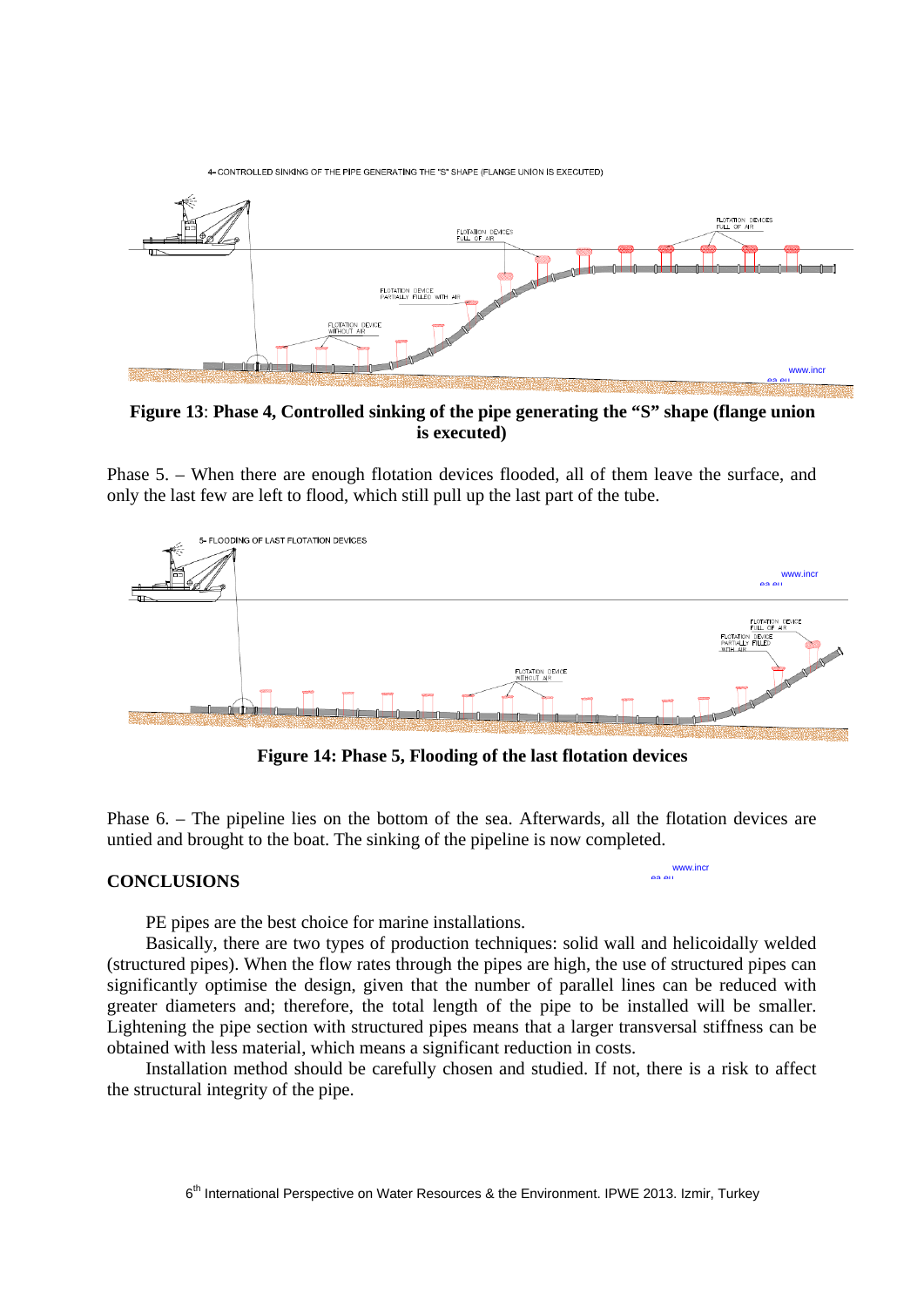4- CONTROLLED SINKING OF THE PIPE GENERATING THE "S" SHAPE (FLANGE UNION IS EXECUTED)

FLOTATION DEVICES FULL OF AIR

FLOTATION DEVICES FULL OF AIR

FLOTATION DEVICE PARTIALLY FILLED WITH AIR

FLOTATION DEVICE WITHOUT AIR

**Figure 13**: **Phase 4, Controlled sinking of the pipe generating the "S" shape (flange union is executed)**

Phase 5. – When there are enough flotation devices flooded, all of them leave the surface, and only the last few are left to flood, which still pull up the last part of the tube.

5- FLOODING OF LAST FLOTATION DEVICES

FLOTATION DEVICE FULL OF AIR

FLOTATION DEVICE PARTIALLY FILLED WITH AIR

FLOTATION DEVICE WITHOUT AIR

**Figure 14: Phase 5, Flooding of the last flotation devices**

Phase 6. – The pipeline lies on the bottom of the sea. Afterwards, all the flotation devices are untied and brought to the boat. The sinking of the pipeline is now completed.

## CONCLUSIONS

PE pipes are the best choice for marine installations.

Basically, there are two types of production techniques: solid wall and helicoidally welded (structured pipes). When the flow rates through the pipes are high, the use of structured pipes can significantly optimise the design, given that the number of parallel lines can be reduced with greater diameters and; therefore, the total length of the pipe to be installed will be smaller. Lightening the pipe section with structured pipes means that a larger transversal stiffness can be obtained with less material, which means a significant reduction in costs.

Installation method should be carefully chosen and studied. If not, there is a risk to affect the structural integrity of the pipe.